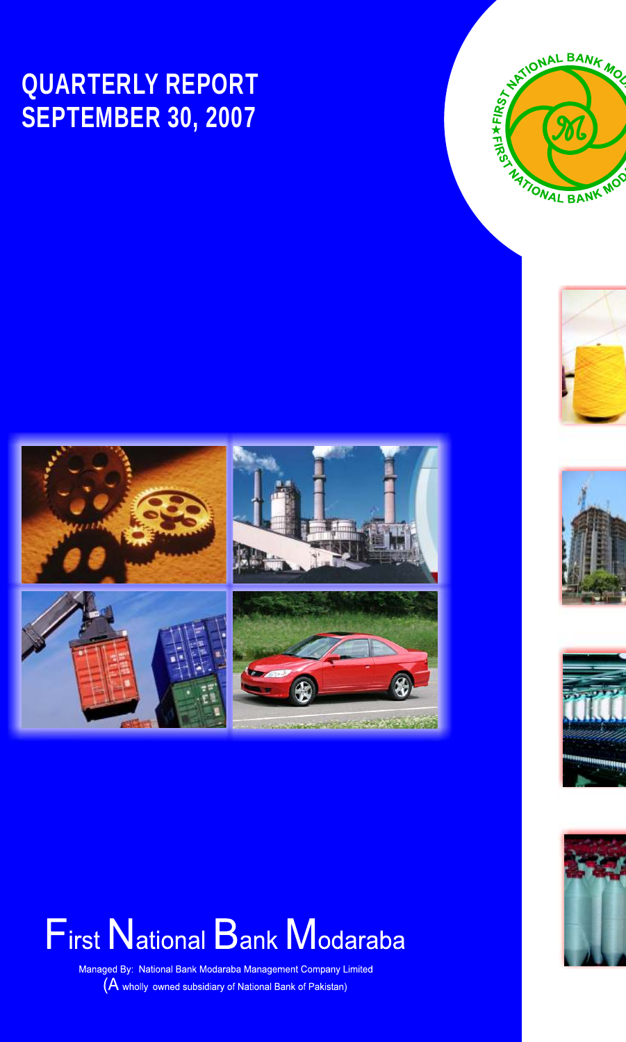# QUARTERLY REPORT
# SEPTEMBER 30, 2007

# First National Bank Modaraba

Managed By: National Bank Modaraba Management Company Limited
(A wholly owned subsidiary of National Bank of Pakistan)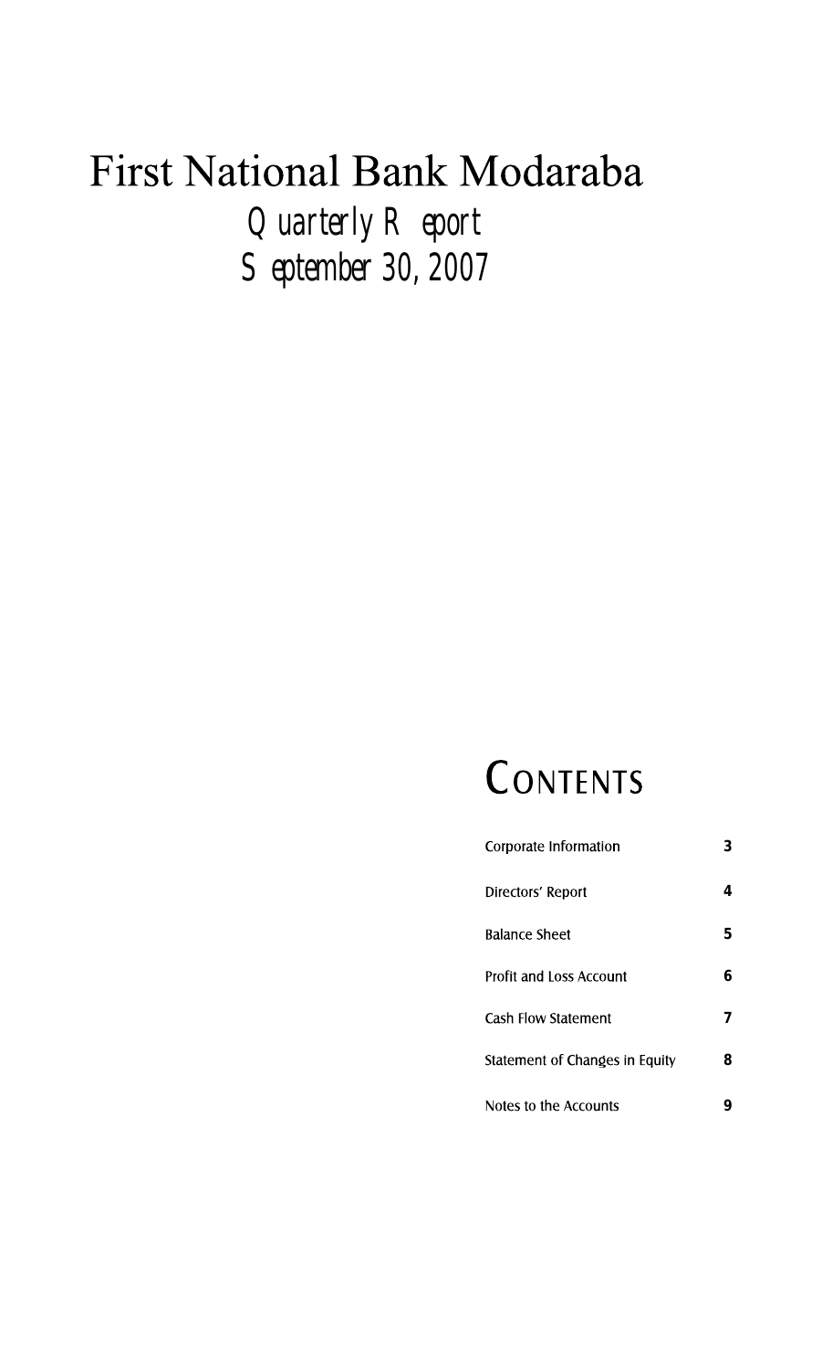# First National Bank Modaraba

## Quarterly Report
## September 30, 2007

## CONTENTS

| | |
|---|---|
| Corporate Information | 3 |
| Directors' Report | 4 |
| Balance Sheet | 5 |
| Profit and Loss Account | 6 |
| Cash Flow Statement | 7 |
| Statement of Changes in Equity | 8 |
| Notes to the Accounts | 9 |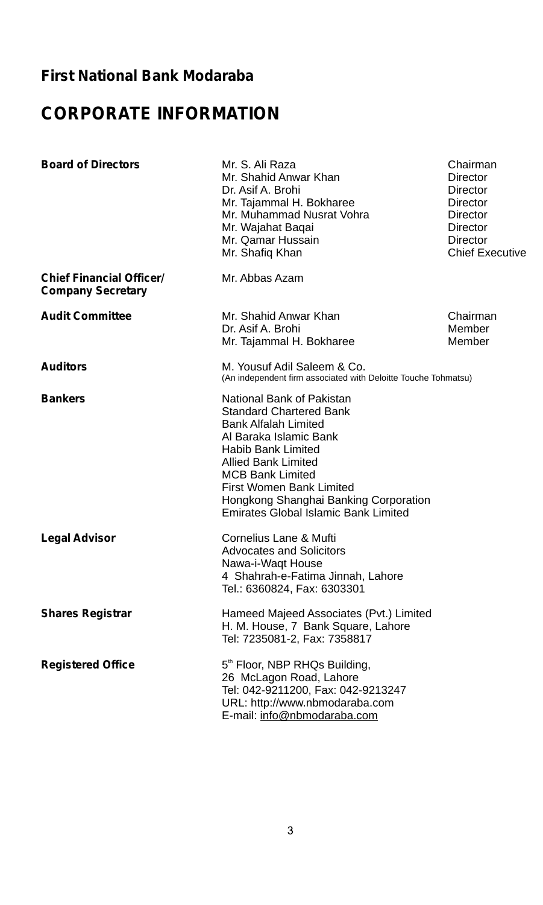**First National Bank Modaraba**

# CORPORATE INFORMATION

| | | |
|---|---|---|
| **Board of Directors** | Mr. S. Ali Raza | Chairman |
| | Mr. Shahid Anwar Khan | Director |
| | Dr. Asif A. Brohi | Director |
| | Mr. Tajammal H. Bokharee | Director |
| | Mr. Muhammad Nusrat Vohra | Director |
| | Mr. Wajahat Baqai | Director |
| | Mr. Qamar Hussain | Director |
| | Mr. Shafiq Khan | Chief Executive |
| **Chief Financial Officer/ Company Secretary** | Mr. Abbas Azam | |
| **Audit Committee** | Mr. Shahid Anwar Khan | Chairman |
| | Dr. Asif A. Brohi | Member |
| | Mr. Tajammal H. Bokharee | Member |

**Auditors**

M. Yousuf Adil Saleem & Co.
(An independent firm associated with Deloitte Touche Tohmatsu)

**Bankers**

National Bank of Pakistan
Standard Chartered Bank
Bank Alfalah Limited
Al Baraka Islamic Bank
Habib Bank Limited
Allied Bank Limited
MCB Bank Limited
First Women Bank Limited
Hongkong Shanghai Banking Corporation
Emirates Global Islamic Bank Limited

**Legal Advisor**

Cornelius Lane & Mufti
Advocates and Solicitors
Nawa-i-Waqt House
4 Shahrah-e-Fatima Jinnah, Lahore
Tel.: 6360824, Fax: 6303301

**Shares Registrar**

Hameed Majeed Associates (Pvt.) Limited
H. M. House, 7 Bank Square, Lahore
Tel: 7235081-2, Fax: 7358817

**Registered Office**

5th Floor, NBP RHQs Building,
26 McLagon Road, Lahore
Tel: 042-9211200, Fax: 042-9213247
URL: http://www.nbmodaraba.com
E-mail: info@nbmodaraba.com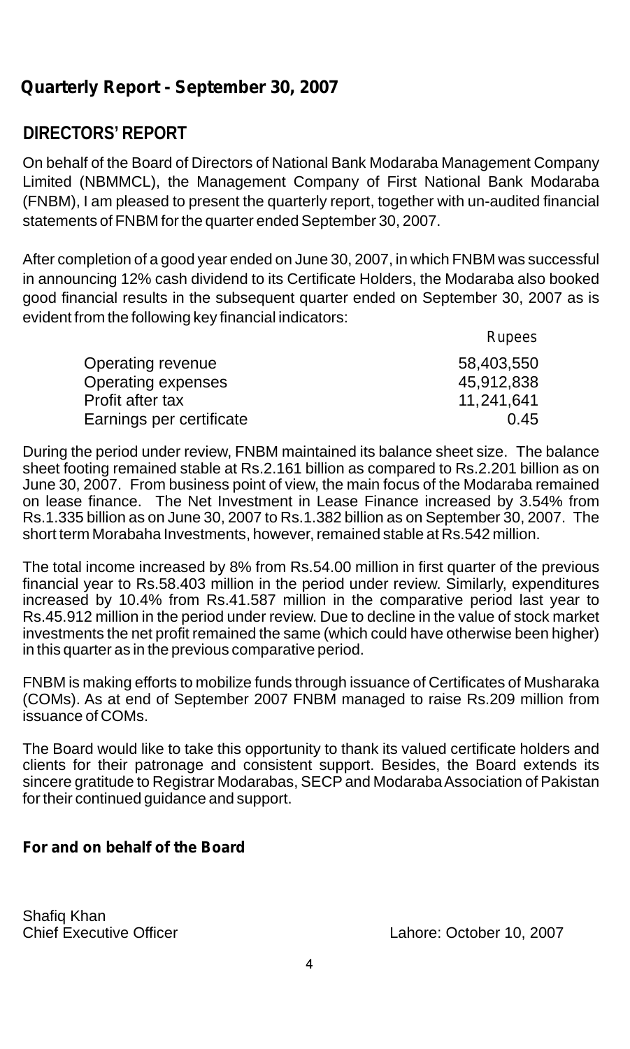## Quarterly Report - September 30, 2007

## DIRECTORS' REPORT

On behalf of the Board of Directors of National Bank Modaraba Management Company Limited (NBMMCL), the Management Company of First National Bank Modaraba (FNBM), I am pleased to present the quarterly report, together with un-audited financial statements of FNBM for the quarter ended September 30, 2007.

After completion of a good year ended on June 30, 2007, in which FNBM was successful in announcing 12% cash dividend to its Certificate Holders, the Modaraba also booked good financial results in the subsequent quarter ended on September 30, 2007 as is evident from the following key financial indicators:

| | Rupees |
|---|---|
| Operating revenue | 58,403,550 |
| Operating expenses | 45,912,838 |
| Profit after tax | 11,241,641 |
| Earnings per certificate | 0.45 |

During the period under review, FNBM maintained its balance sheet size. The balance sheet footing remained stable at Rs.2.161 billion as compared to Rs.2.201 billion as on June 30, 2007. From business point of view, the main focus of the Modaraba remained on lease finance. The Net Investment in Lease Finance increased by 3.54% from Rs.1.335 billion as on June 30, 2007 to Rs.1.382 billion as on September 30, 2007. The short term Morabaha Investments, however, remained stable at Rs.542 million.

The total income increased by 8% from Rs.54.00 million in first quarter of the previous financial year to Rs.58.403 million in the period under review. Similarly, expenditures increased by 10.4% from Rs.41.587 million in the comparative period last year to Rs.45.912 million in the period under review. Due to decline in the value of stock market investments the net profit remained the same (which could have otherwise been higher) in this quarter as in the previous comparative period.

FNBM is making efforts to mobilize funds through issuance of Certificates of Musharaka (COMs). As at end of September 2007 FNBM managed to raise Rs.209 million from issuance of COMs.

The Board would like to take this opportunity to thank its valued certificate holders and clients for their patronage and consistent support. Besides, the Board extends its sincere gratitude to Registrar Modarabas, SECP and Modaraba Association of Pakistan for their continued guidance and support.

**For and on behalf of the Board**

Shafiq Khan
Chief Executive Officer

Lahore: October 10, 2007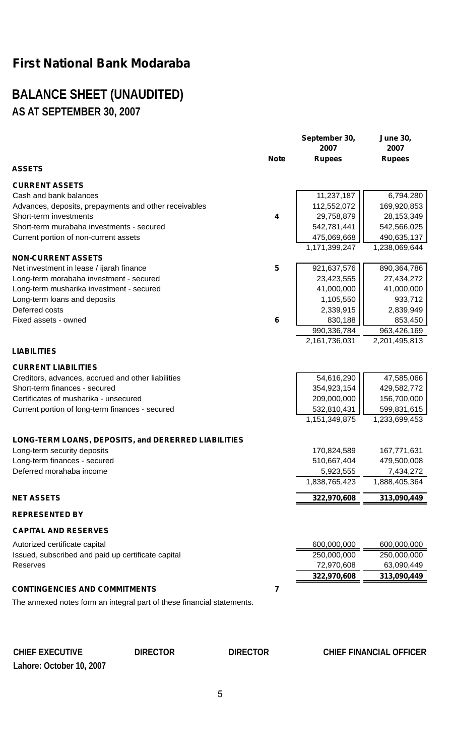# First National Bank Modaraba

## BALANCE SHEET (UNAUDITED)
### AS AT SEPTEMBER 30, 2007

| | Note | September 30, 2007 Rupees | June 30, 2007 Rupees |
|---|---|---|---|
| **ASSETS** | | | |
| **CURRENT ASSETS** | | | |
| Cash and bank balances | | 11,237,187 | 6,794,280 |
| Advances, deposits, prepayments and other receivables | | 112,552,072 | 169,920,853 |
| Short-term investments | 4 | 29,758,879 | 28,153,349 |
| Short-term murabaha investments - secured | | 542,781,441 | 542,566,025 |
| Current portion of non-current assets | | 475,069,668 | 490,635,137 |
| | | 1,171,399,247 | 1,238,069,644 |
| **NON-CURRENT ASSETS** | | | |
| Net investment in lease / ijarah finance | 5 | 921,637,576 | 890,364,786 |
| Long-term morabaha investment - secured | | 23,423,555 | 27,434,272 |
| Long-term musharika investment - secured | | 41,000,000 | 41,000,000 |
| Long-term loans and deposits | | 1,105,550 | 933,712 |
| Deferred costs | | 2,339,915 | 2,839,949 |
| Fixed assets - owned | 6 | 830,188 | 853,450 |
| | | 990,336,784 | 963,426,169 |
| | | 2,161,736,031 | 2,201,495,813 |
| **LIABILITIES** | | | |
| **CURRENT LIABILITIES** | | | |
| Creditors, advances, accrued and other liabilities | | 54,616,290 | 47,585,066 |
| Short-term finances - secured | | 354,923,154 | 429,582,772 |
| Certificates of musharika - unsecured | | 209,000,000 | 156,700,000 |
| Current portion of long-term finances - secured | | 532,810,431 | 599,831,615 |
| | | 1,151,349,875 | 1,233,699,453 |
| **LONG-TERM LOANS, DEPOSITS, and DERERRED LIABILITIES** | | | |
| Long-term security deposits | | 170,824,589 | 167,771,631 |
| Long-term finances - secured | | 510,667,404 | 479,500,008 |
| Deferred morahaba income | | 5,923,555 | 7,434,272 |
| | | 1,838,765,423 | 1,888,405,364 |
| **NET ASSETS** | | **322,970,608** | **313,090,449** |
| **REPRESENTED BY** | | | |
| **CAPITAL AND RESERVES** | | | |
| Autorized certificate capital | | 600,000,000 | 600,000,000 |
| Issued, subscribed and paid up certificate capital | | 250,000,000 | 250,000,000 |
| Reserves | | 72,970,608 | 63,090,449 |
| | | **322,970,608** | **313,090,449** |
| **CONTINGENCIES AND COMMITMENTS** | 7 | | |

The annexed notes form an integral part of these financial statements.

**CHIEF EXECUTIVE** | **DIRECTOR** | **DIRECTOR** | **CHIEF FINANCIAL OFFICER**

**Lahore: October 10, 2007**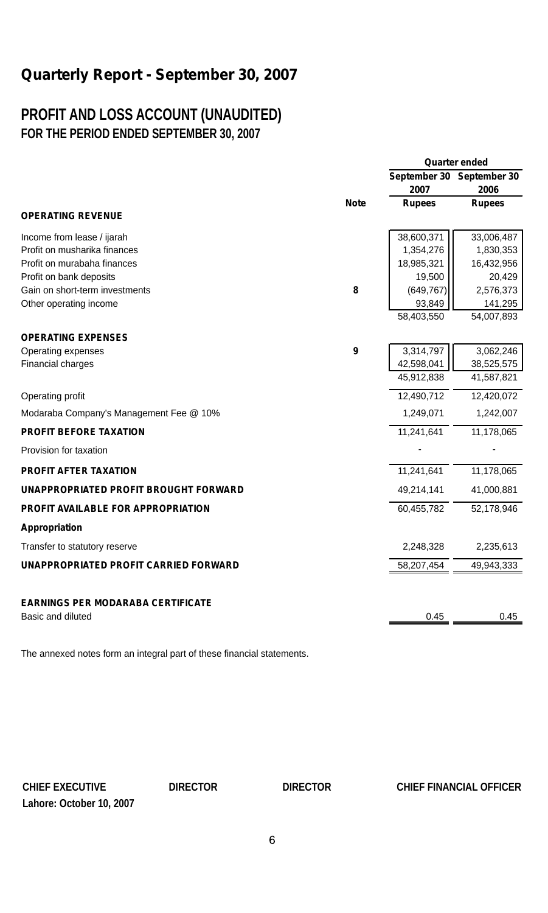# Quarterly Report - September 30, 2007

## PROFIT AND LOSS ACCOUNT (UNAUDITED)
### FOR THE PERIOD ENDED SEPTEMBER 30, 2007

| | Note | Quarter ended September 30 2007 Rupees | Quarter ended September 30 2006 Rupees |
|---|---|---|---|
| **OPERATING REVENUE** | | | |
| Income from lease / ijarah | | 38,600,371 | 33,006,487 |
| Profit on musharika finances | | 1,354,276 | 1,830,353 |
| Profit on murabaha finances | | 18,985,321 | 16,432,956 |
| Profit on bank deposits | | 19,500 | 20,429 |
| Gain on short-term investments | 8 | (649,767) | 2,576,373 |
| Other operating income | | 93,849 | 141,295 |
| | | 58,403,550 | 54,007,893 |
| **OPERATING EXPENSES** | | | |
| Operating expenses | 9 | 3,314,797 | 3,062,246 |
| Financial charges | | 42,598,041 | 38,525,575 |
| | | 45,912,838 | 41,587,821 |
| Operating profit | | 12,490,712 | 12,420,072 |
| Modaraba Company's Management Fee @ 10% | | 1,249,071 | 1,242,007 |
| **PROFIT BEFORE TAXATION** | | 11,241,641 | 11,178,065 |
| Provision for taxation | | - | - |
| **PROFIT AFTER TAXATION** | | 11,241,641 | 11,178,065 |
| **UNAPPROPRIATED PROFIT BROUGHT FORWARD** | | 49,214,141 | 41,000,881 |
| **PROFIT AVAILABLE FOR APPROPRIATION** | | 60,455,782 | 52,178,946 |
| **Appropriation** | | | |
| Transfer to statutory reserve | | 2,248,328 | 2,235,613 |
| **UNAPPROPRIATED PROFIT CARRIED FORWARD** | | 58,207,454 | 49,943,333 |
| **EARNINGS PER MODARABA CERTIFICATE** | | | |
| Basic and diluted | | 0.45 | 0.45 |

The annexed notes form an integral part of these financial statements.

**CHIEF EXECUTIVE** **DIRECTOR** **DIRECTOR** **CHIEF FINANCIAL OFFICER**

**Lahore: October 10, 2007**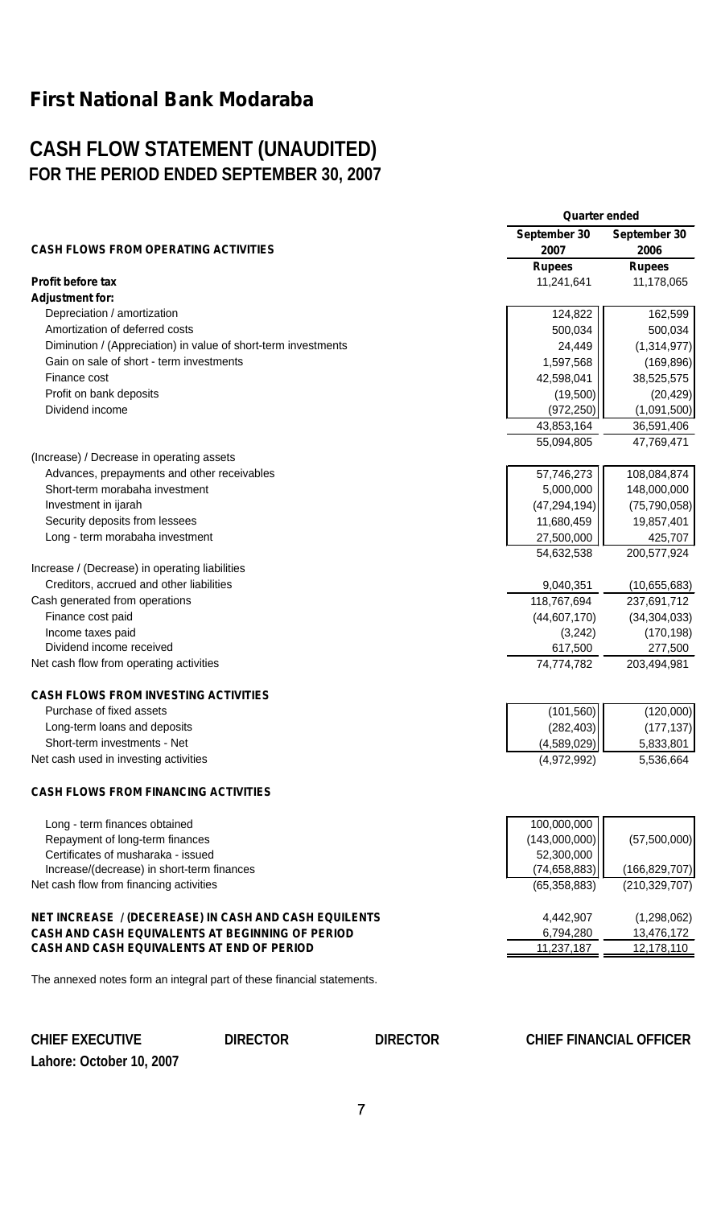# First National Bank Modaraba

## CASH FLOW STATEMENT (UNAUDITED)
## FOR THE PERIOD ENDED SEPTEMBER 30, 2007

| | Quarter ended | |
|---|---|---|
| **CASH FLOWS FROM OPERATING ACTIVITIES** | **September 30 2007** | **September 30 2006** |
| | **Rupees** | **Rupees** |
| **Profit before tax** | 11,241,641 | 11,178,065 |
| **Adjustment for:** | | |
| Depreciation / amortization | 124,822 | 162,599 |
| Amortization of deferred costs | 500,034 | 500,034 |
| Diminution / (Appreciation) in value of short-term investments | 24,449 | (1,314,977) |
| Gain on sale of short - term investments | 1,597,568 | (169,896) |
| Finance cost | 42,598,041 | 38,525,575 |
| Profit on bank deposits | (19,500) | (20,429) |
| Dividend income | (972,250) | (1,091,500) |
| | 43,853,164 | 36,591,406 |
| | 55,094,805 | 47,769,471 |
| (Increase) / Decrease in operating assets | | |
| Advances, prepayments and other receivables | 57,746,273 | 108,084,874 |
| Short-term morabaha investment | 5,000,000 | 148,000,000 |
| Investment in ijarah | (47,294,194) | (75,790,058) |
| Security deposits from lessees | 11,680,459 | 19,857,401 |
| Long - term morabaha investment | 27,500,000 | 425,707 |
| | 54,632,538 | 200,577,924 |
| Increase / (Decrease) in operating liabilities | | |
| Creditors, accrued and other liabilities | 9,040,351 | (10,655,683) |
| Cash generated from operations | 118,767,694 | 237,691,712 |
| Finance cost paid | (44,607,170) | (34,304,033) |
| Income taxes paid | (3,242) | (170,198) |
| Dividend income received | 617,500 | 277,500 |
| Net cash flow from operating activities | 74,774,782 | 203,494,981 |
| **CASH FLOWS FROM INVESTING ACTIVITIES** | | |
| Purchase of fixed assets | (101,560) | (120,000) |
| Long-term loans and deposits | (282,403) | (177,137) |
| Short-term investments - Net | (4,589,029) | 5,833,801 |
| Net cash used in investing activities | (4,972,992) | 5,536,664 |
| **CASH FLOWS FROM FINANCING ACTIVITIES** | | |
| Long - term finances obtained | 100,000,000 | |
| Repayment of long-term finances | (143,000,000) | (57,500,000) |
| Certificates of musharaka - issued | 52,300,000 | |
| Increase/(decrease) in short-term finances | (74,658,883) | (166,829,707) |
| Net cash flow from financing activities | (65,358,883) | (210,329,707) |
| **NET INCREASE / (DECEREASE) IN CASH AND CASH EQUILENTS** | 4,442,907 | (1,298,062) |
| **CASH AND CASH EQUIVALENTS AT BEGINNING OF PERIOD** | 6,794,280 | 13,476,172 |
| **CASH AND CASH EQUIVALENTS AT END OF PERIOD** | 11,237,187 | 12,178,110 |

The annexed notes form an integral part of these financial statements.

**CHIEF EXECUTIVE** **DIRECTOR** **DIRECTOR** **CHIEF FINANCIAL OFFICER**

**Lahore: October 10, 2007**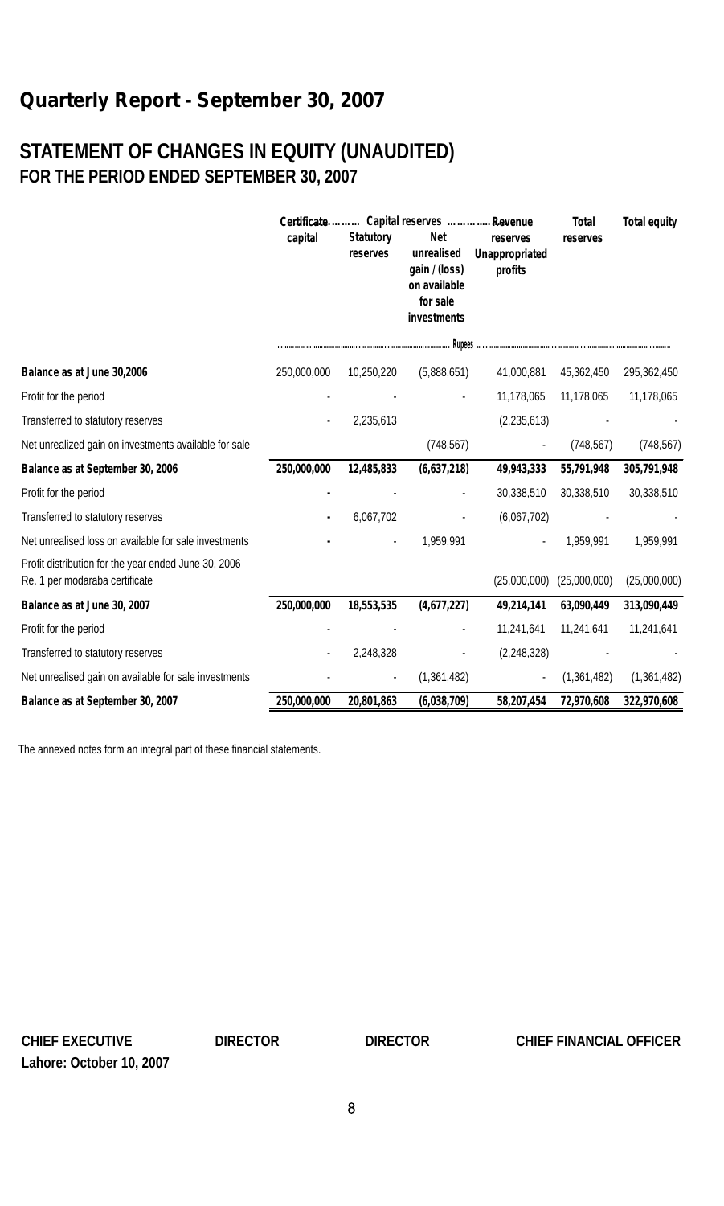## Quarterly Report - September 30, 2007

# STATEMENT OF CHANGES IN EQUITY (UNAUDITED)
## FOR THE PERIOD ENDED SEPTEMBER 30, 2007

| | Certificate capital | Capital reserves | | Revenue | Total reserves | Total equity |
|---|---|---|---|---|---|---|
| | | Statutory reserves | Net unrealised gain / (loss) on available for sale investments | reserves Unappropriated profits | | |
| | Rupees | | | | | |
| **Balance as at June 30,2006** | 250,000,000 | 10,250,220 | (5,888,651) | 41,000,881 | 45,362,450 | 295,362,450 |
| Profit for the period | - | - | - | 11,178,065 | 11,178,065 | 11,178,065 |
| Transferred to statutory reserves | - | 2,235,613 | | (2,235,613) | - | - |
| Net unrealized gain on investments available for sale | | | (748,567) | - | (748,567) | (748,567) |
| **Balance as at September 30, 2006** | **250,000,000** | **12,485,833** | **(6,637,218)** | **49,943,333** | **55,791,948** | **305,791,948** |
| Profit for the period | - | - | - | 30,338,510 | 30,338,510 | 30,338,510 |
| Transferred to statutory reserves | - | 6,067,702 | - | (6,067,702) | - | - |
| Net unrealised loss on available for sale investments | - | - | 1,959,991 | - | 1,959,991 | 1,959,991 |
| Profit distribution for the year ended June 30, 2006 Re. 1 per modaraba certificate | | | | (25,000,000) | (25,000,000) | (25,000,000) |
| **Balance as at June 30, 2007** | **250,000,000** | **18,553,535** | **(4,677,227)** | **49,214,141** | **63,090,449** | **313,090,449** |
| Profit for the period | - | - | - | 11,241,641 | 11,241,641 | 11,241,641 |
| Transferred to statutory reserves | - | 2,248,328 | - | (2,248,328) | - | - |
| Net unrealised gain on available for sale investments | - | - | (1,361,482) | - | (1,361,482) | (1,361,482) |
| **Balance as at September 30, 2007** | **250,000,000** | **20,801,863** | **(6,038,709)** | **58,207,454** | **72,970,608** | **322,970,608** |

The annexed notes form an integral part of these financial statements.

**CHIEF EXECUTIVE** **DIRECTOR** **DIRECTOR** **CHIEF FINANCIAL OFFICER**

**Lahore: October 10, 2007**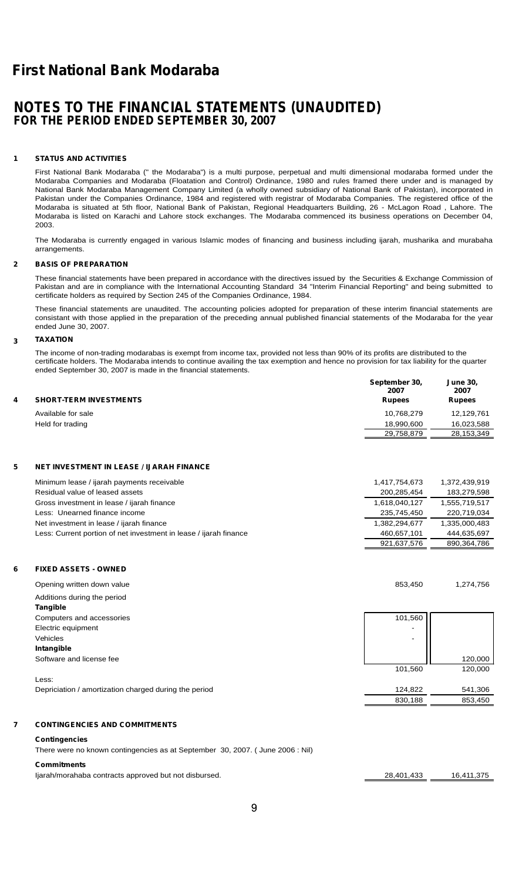# First National Bank Modaraba

## NOTES TO THE FINANCIAL STATEMENTS (UNAUDITED)
### FOR THE PERIOD ENDED SEPTEMBER 30, 2007

**1 STATUS AND ACTIVITIES**

First National Bank Modaraba (" the Modaraba") is a multi purpose, perpetual and multi dimensional modaraba formed under the Modaraba Companies and Modaraba (Floatation and Control) Ordinance, 1980 and rules framed there under and is managed by National Bank Modaraba Management Company Limited (a wholly owned subsidiary of National Bank of Pakistan), incorporated in Pakistan under the Companies Ordinance, 1984 and registered with registrar of Modaraba Companies. The registered office of the Modaraba is situated at 5th floor, National Bank of Pakistan, Regional Headquarters Building, 26 - McLagon Road , Lahore. The Modaraba is listed on Karachi and Lahore stock exchanges. The Modaraba commenced its business operations on December 04, 2003.

The Modaraba is currently engaged in various Islamic modes of financing and business including ijarah, musharika and murabaha arrangements.

**2 BASIS OF PREPARATION**

These financial statements have been prepared in accordance with the directives issued by the Securities & Exchange Commission of Pakistan and are in compliance with the International Accounting Standard 34 "Interim Financial Reporting" and being submitted to certificate holders as required by Section 245 of the Companies Ordinance, 1984.

These financial statements are unaudited. The accounting policies adopted for preparation of these interim financial statements are consistant with those applied in the preparation of the preceding annual published financial statements of the Modaraba for the year ended June 30, 2007.

**3 TAXATION**

The income of non-trading modarabas is exempt from income tax, provided not less than 90% of its profits are distributed to the certificate holders. The Modaraba intends to continue availing the tax exemption and hence no provision for tax liability for the quarter ended September 30, 2007 is made in the financial statements.

| **4 SHORT-TERM INVESTMENTS** | **September 30, 2007 Rupees** | **June 30, 2007 Rupees** |
|---|---|---|
| Available for sale | 10,768,279 | 12,129,761 |
| Held for trading | 18,990,600 | 16,023,588 |
| | 29,758,879 | 28,153,349 |

**5 NET INVESTMENT IN LEASE / IJARAH FINANCE**

| | | |
|---|---|---|
| Minimum lease / ijarah payments receivable | 1,417,754,673 | 1,372,439,919 |
| Residual value of leased assets | 200,285,454 | 183,279,598 |
| Gross investment in lease / ijarah finance | 1,618,040,127 | 1,555,719,517 |
| Less: Unearned finance income | 235,745,450 | 220,719,034 |
| Net investment in lease / ijarah finance | 1,382,294,677 | 1,335,000,483 |
| Less: Current portion of net investment in lease / ijarah finance | 460,657,101 | 444,635,697 |
| | 921,637,576 | 890,364,786 |

**6 FIXED ASSETS - OWNED**

| | | |
|---|---|---|
| Opening written down value | 853,450 | 1,274,756 |
| Additions during the period | | |
| **Tangible** | | |
| Computers and accessories | 101,560 | |
| Electric equipment | - | |
| Vehicles | - | |
| **Intangible** | | |
| Software and license fee | | 120,000 |
| | 101,560 | 120,000 |
| Less: | | |
| Depriciation / amortization charged during the period | 124,822 | 541,306 |
| | 830,188 | 853,450 |

**7 CONTINGENCIES AND COMMITMENTS**

**Contingencies**

There were no known contingencies as at September 30, 2007. ( June 2006 : Nil)

**Commitments**

| | | |
|---|---|---|
| Ijarah/morahaba contracts approved but not disbursed. | 28,401,433 | 16,411,375 |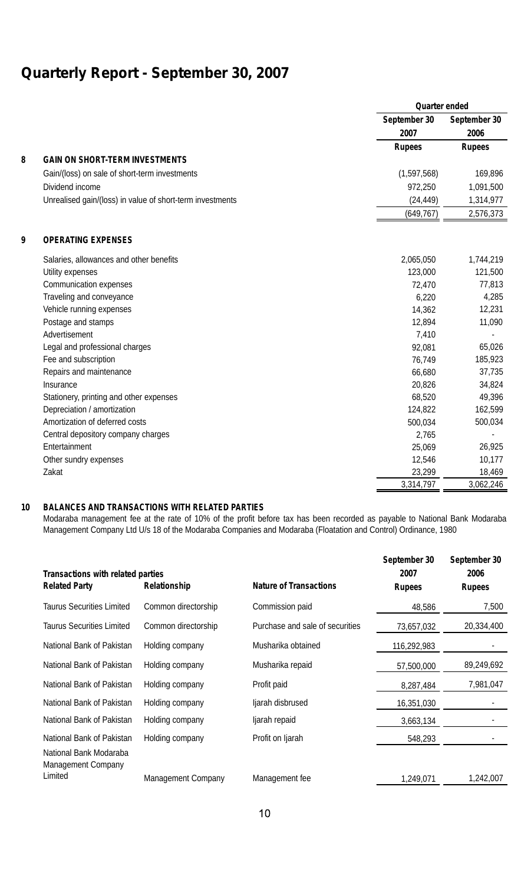# Quarterly Report - September 30, 2007

| | | Quarter ended | |
|---|---|---|---|
| | | September 30 2007 | September 30 2006 |
| | | Rupees | Rupees |
| **8** | **GAIN ON SHORT-TERM INVESTMENTS** | | |
| | Gain/(loss) on sale of short-term investments | (1,597,568) | 169,896 |
| | Dividend income | 972,250 | 1,091,500 |
| | Unrealised gain/(loss) in value of short-term investments | (24,449) | 1,314,977 |
| | | (649,767) | 2,576,373 |
| **9** | **OPERATING EXPENSES** | | |
| | Salaries, allowances and other benefits | 2,065,050 | 1,744,219 |
| | Utility expenses | 123,000 | 121,500 |
| | Communication expenses | 72,470 | 77,813 |
| | Traveling and conveyance | 6,220 | 4,285 |
| | Vehicle running expenses | 14,362 | 12,231 |
| | Postage and stamps | 12,894 | 11,090 |
| | Advertisement | 7,410 | - |
| | Legal and professional charges | 92,081 | 65,026 |
| | Fee and subscription | 76,749 | 185,923 |
| | Repairs and maintenance | 66,680 | 37,735 |
| | Insurance | 20,826 | 34,824 |
| | Stationery, printing and other expenses | 68,520 | 49,396 |
| | Depreciation / amortization | 124,822 | 162,599 |
| | Amortization of deferred costs | 500,034 | 500,034 |
| | Central depository company charges | 2,765 | - |
| | Entertainment | 25,069 | 26,925 |
| | Other sundry expenses | 12,546 | 10,177 |
| | Zakat | 23,299 | 18,469 |
| | | 3,314,797 | 3,062,246 |

**10 BALANCES AND TRANSACTIONS WITH RELATED PARTIES**

Modaraba management fee at the rate of 10% of the profit before tax has been recorded as payable to National Bank Modaraba Management Company Ltd U/s 18 of the Modaraba Companies and Modaraba (Floatation and Control) Ordinance, 1980

**Transactions with related parties**

| Related Party | Relationship | Nature of Transactions | September 30 2007 Rupees | September 30 2006 Rupees |
|---|---|---|---|---|
| Taurus Securities Limited | Common directorship | Commission paid | 48,586 | 7,500 |
| Taurus Securities Limited | Common directorship | Purchase and sale of securities | 73,657,032 | 20,334,400 |
| National Bank of Pakistan | Holding company | Musharika obtained | 116,292,983 | - |
| National Bank of Pakistan | Holding company | Musharika repaid | 57,500,000 | 89,249,692 |
| National Bank of Pakistan | Holding company | Profit paid | 8,287,484 | 7,981,047 |
| National Bank of Pakistan | Holding company | Ijarah disbrused | 16,351,030 | - |
| National Bank of Pakistan | Holding company | Ijarah repaid | 3,663,134 | - |
| National Bank of Pakistan | Holding company | Profit on Ijarah | 548,293 | - |
| National Bank Modaraba Management Company Limited | Management Company | Management fee | 1,249,071 | 1,242,007 |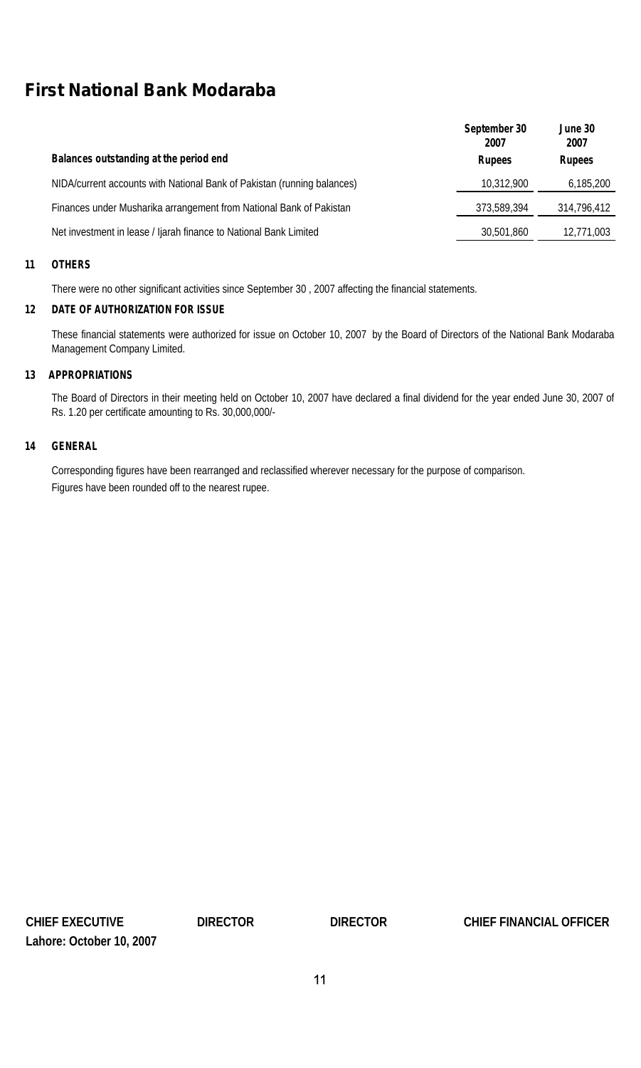# First National Bank Modaraba

| Balances outstanding at the period end | September 30 2007 Rupees | June 30 2007 Rupees |
|---|---|---|
| NIDA/current accounts with National Bank of Pakistan (running balances) | 10,312,900 | 6,185,200 |
| Finances under Musharika arrangement from National Bank of Pakistan | 373,589,394 | 314,796,412 |
| Net investment in lease / Ijarah finance to National Bank Limited | 30,501,860 | 12,771,003 |

**11 OTHERS**

There were no other significant activities since September 30 , 2007 affecting the financial statements.

**12 DATE OF AUTHORIZATION FOR ISSUE**

These financial statements were authorized for issue on October 10, 2007 by the Board of Directors of the National Bank Modaraba Management Company Limited.

**13 APPROPRIATIONS**

The Board of Directors in their meeting held on October 10, 2007 have declared a final dividend for the year ended June 30, 2007 of Rs. 1.20 per certificate amounting to Rs. 30,000,000/-

**14 GENERAL**

Corresponding figures have been rearranged and reclassified wherever necessary for the purpose of comparison.
Figures have been rounded off to the nearest rupee.

**CHIEF EXECUTIVE** **DIRECTOR** **DIRECTOR** **CHIEF FINANCIAL OFFICER**

**Lahore: October 10, 2007**